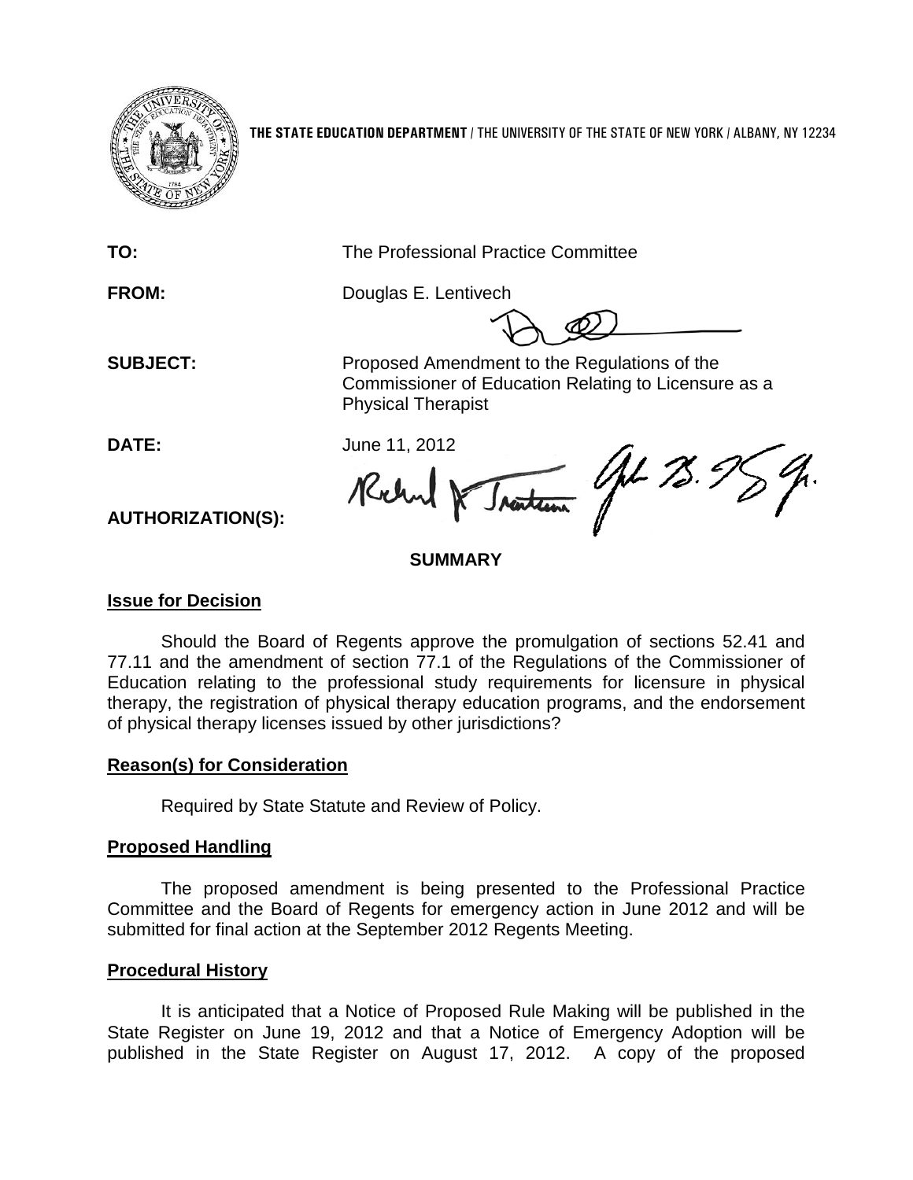**THE STATE EDUCATION DEPARTMENT** / THE UNIVERSITY OF THE STATE OF NEW YORK / ALBANY, NY 12234

**TO:** The Professional Practice Committee

**FROM:** Douglas E. Lentivech

**SUBJECT:** Proposed Amendment to the Regulations of the Commissioner of Education Relating to Licensure as a Physical Therapist

**DATE:** June 11, 2012

**AUTHORIZATION(S):**

**SUMMARY**

**Issue for Decision**

Should the Board of Regents approve the promulgation of sections 52.41 and 77.11 and the amendment of section 77.1 of the Regulations of the Commissioner of Education relating to the professional study requirements for licensure in physical therapy, the registration of physical therapy education programs, and the endorsement of physical therapy licenses issued by other jurisdictions?

**Reason(s) for Consideration**

Required by State Statute and Review of Policy.

**Proposed Handling**

The proposed amendment is being presented to the Professional Practice Committee and the Board of Regents for emergency action in June 2012 and will be submitted for final action at the September 2012 Regents Meeting.

**Procedural History**

It is anticipated that a Notice of Proposed Rule Making will be published in the State Register on June 19, 2012 and that a Notice of Emergency Adoption will be published in the State Register on August 17, 2012. A copy of the proposed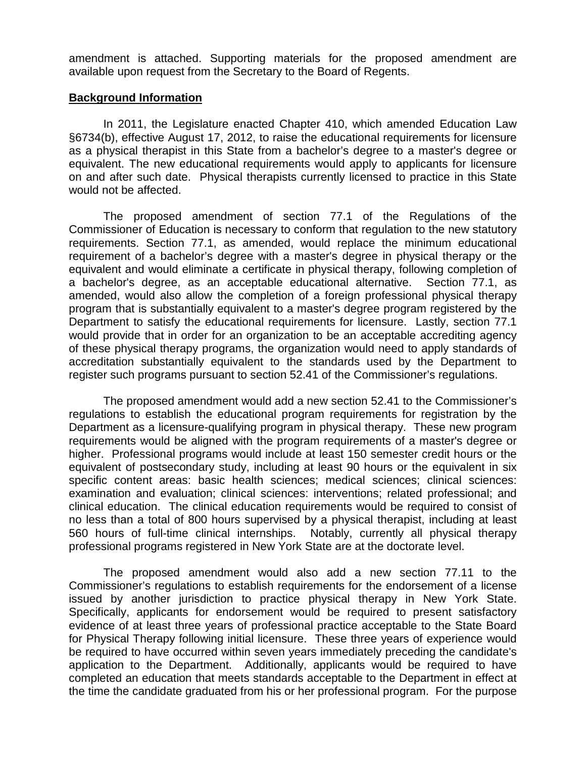amendment is attached. Supporting materials for the proposed amendment are available upon request from the Secretary to the Board of Regents.

**Background Information**

In 2011, the Legislature enacted Chapter 410, which amended Education Law §6734(b), effective August 17, 2012, to raise the educational requirements for licensure as a physical therapist in this State from a bachelor's degree to a master's degree or equivalent. The new educational requirements would apply to applicants for licensure on and after such date. Physical therapists currently licensed to practice in this State would not be affected.

The proposed amendment of section 77.1 of the Regulations of the Commissioner of Education is necessary to conform that regulation to the new statutory requirements. Section 77.1, as amended, would replace the minimum educational requirement of a bachelor's degree with a master's degree in physical therapy or the equivalent and would eliminate a certificate in physical therapy, following completion of a bachelor's degree, as an acceptable educational alternative. Section 77.1, as amended, would also allow the completion of a foreign professional physical therapy program that is substantially equivalent to a master's degree program registered by the Department to satisfy the educational requirements for licensure. Lastly, section 77.1 would provide that in order for an organization to be an acceptable accrediting agency of these physical therapy programs, the organization would need to apply standards of accreditation substantially equivalent to the standards used by the Department to register such programs pursuant to section 52.41 of the Commissioner's regulations.

The proposed amendment would add a new section 52.41 to the Commissioner's regulations to establish the educational program requirements for registration by the Department as a licensure-qualifying program in physical therapy. These new program requirements would be aligned with the program requirements of a master's degree or higher. Professional programs would include at least 150 semester credit hours or the equivalent of postsecondary study, including at least 90 hours or the equivalent in six specific content areas: basic health sciences; medical sciences; clinical sciences: examination and evaluation; clinical sciences: interventions; related professional; and clinical education. The clinical education requirements would be required to consist of no less than a total of 800 hours supervised by a physical therapist, including at least 560 hours of full-time clinical internships. Notably, currently all physical therapy professional programs registered in New York State are at the doctorate level.

The proposed amendment would also add a new section 77.11 to the Commissioner's regulations to establish requirements for the endorsement of a license issued by another jurisdiction to practice physical therapy in New York State. Specifically, applicants for endorsement would be required to present satisfactory evidence of at least three years of professional practice acceptable to the State Board for Physical Therapy following initial licensure. These three years of experience would be required to have occurred within seven years immediately preceding the candidate's application to the Department. Additionally, applicants would be required to have completed an education that meets standards acceptable to the Department in effect at the time the candidate graduated from his or her professional program. For the purpose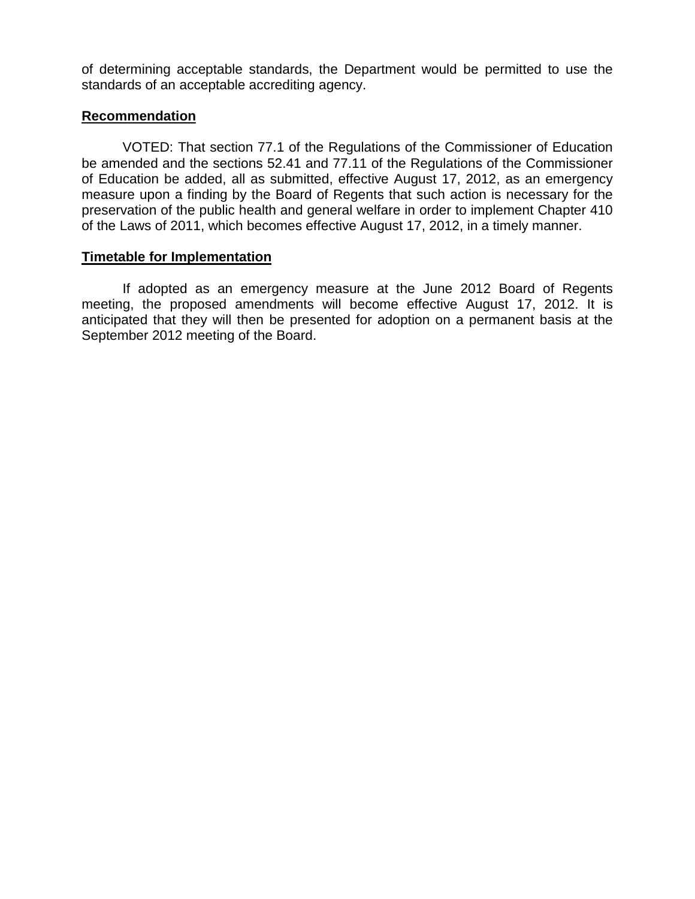of determining acceptable standards, the Department would be permitted to use the standards of an acceptable accrediting agency.

## Recommendation

VOTED: That section 77.1 of the Regulations of the Commissioner of Education be amended and the sections 52.41 and 77.11 of the Regulations of the Commissioner of Education be added, all as submitted, effective August 17, 2012, as an emergency measure upon a finding by the Board of Regents that such action is necessary for the preservation of the public health and general welfare in order to implement Chapter 410 of the Laws of 2011, which becomes effective August 17, 2012, in a timely manner.

## Timetable for Implementation

If adopted as an emergency measure at the June 2012 Board of Regents meeting, the proposed amendments will become effective August 17, 2012. It is anticipated that they will then be presented for adoption on a permanent basis at the September 2012 meeting of the Board.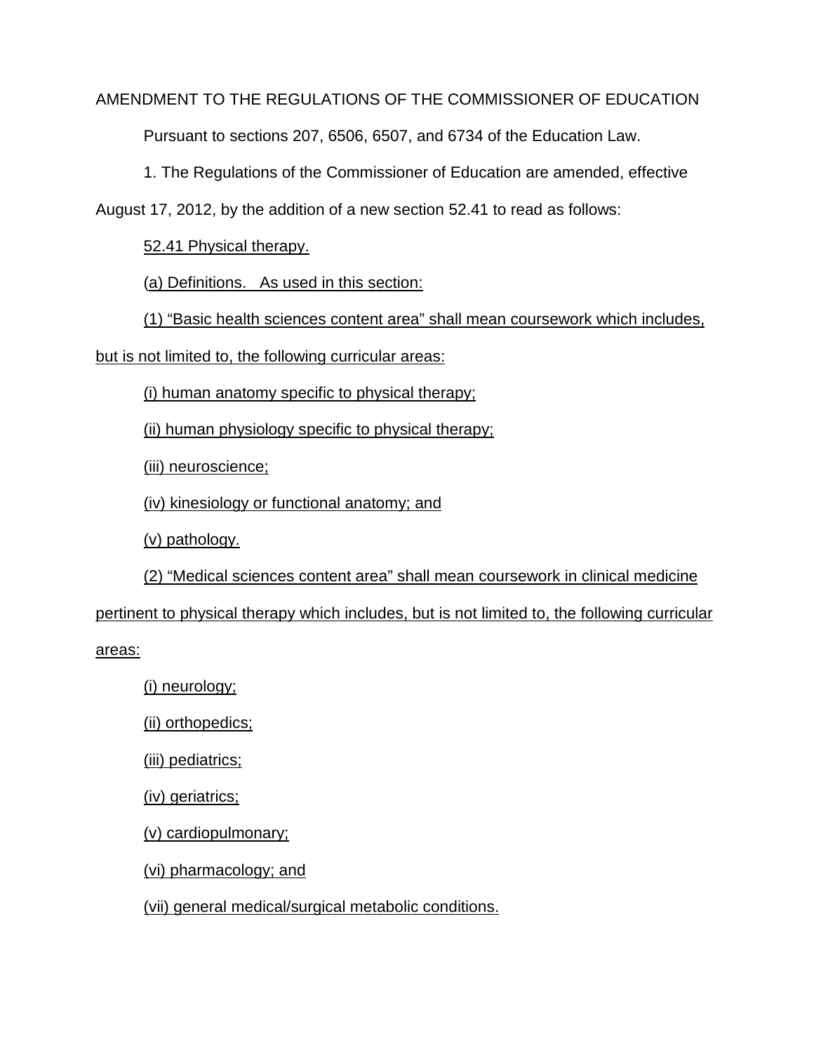AMENDMENT TO THE REGULATIONS OF THE COMMISSIONER OF EDUCATION

Pursuant to sections 207, 6506, 6507, and 6734 of the Education Law.

1. The Regulations of the Commissioner of Education are amended, effective August 17, 2012, by the addition of a new section 52.41 to read as follows:

<u>52.41 Physical therapy.</u>

<u>(a) Definitions. As used in this section:</u>

<u>(1) "Basic health sciences content area" shall mean coursework which includes, but is not limited to, the following curricular areas:</u>

<u>(i) human anatomy specific to physical therapy;</u>

<u>(ii) human physiology specific to physical therapy;</u>

<u>(iii) neuroscience;</u>

<u>(iv) kinesiology or functional anatomy; and</u>

<u>(v) pathology.</u>

<u>(2) "Medical sciences content area" shall mean coursework in clinical medicine pertinent to physical therapy which includes, but is not limited to, the following curricular areas:</u>

<u>(i) neurology;</u>

<u>(ii) orthopedics;</u>

<u>(iii) pediatrics;</u>

<u>(iv) geriatrics;</u>

<u>(v) cardiopulmonary;</u>

<u>(vi) pharmacology; and</u>

<u>(vii) general medical/surgical metabolic conditions.</u>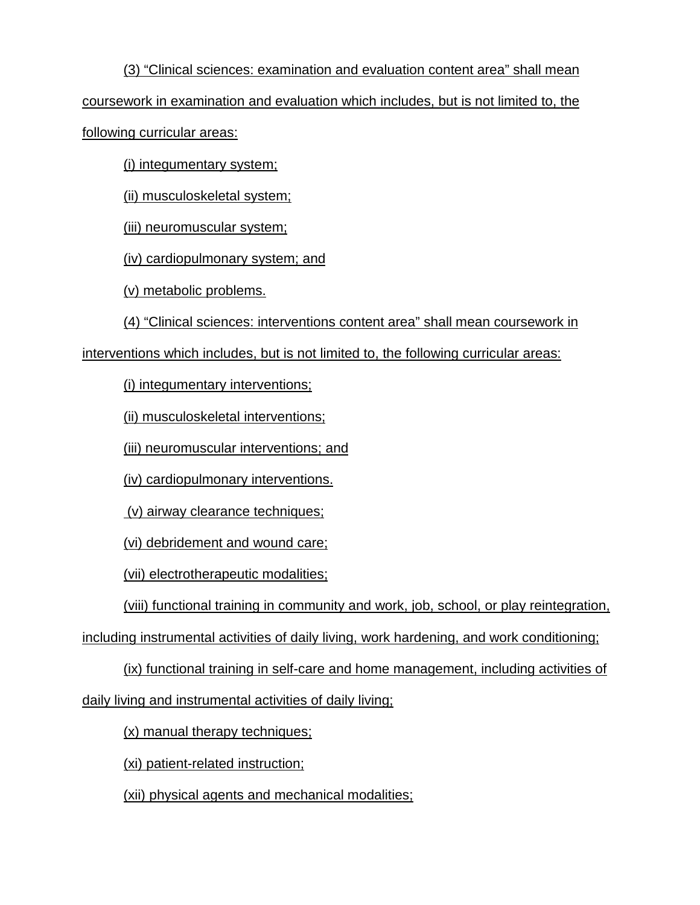(3) “Clinical sciences: examination and evaluation content area” shall mean coursework in examination and evaluation which includes, but is not limited to, the following curricular areas:

(i) integumentary system;

(ii) musculoskeletal system;

(iii) neuromuscular system;

(iv) cardiopulmonary system; and

(v) metabolic problems.

(4) “Clinical sciences: interventions content area” shall mean coursework in interventions which includes, but is not limited to, the following curricular areas:

(i) integumentary interventions;

(ii) musculoskeletal interventions;

(iii) neuromuscular interventions; and

(iv) cardiopulmonary interventions.

(v) airway clearance techniques;

(vi) debridement and wound care;

(vii) electrotherapeutic modalities;

(viii) functional training in community and work, job, school, or play reintegration, including instrumental activities of daily living, work hardening, and work conditioning;

(ix) functional training in self-care and home management, including activities of daily living and instrumental activities of daily living;

(x) manual therapy techniques;

(xi) patient-related instruction;

(xii) physical agents and mechanical modalities;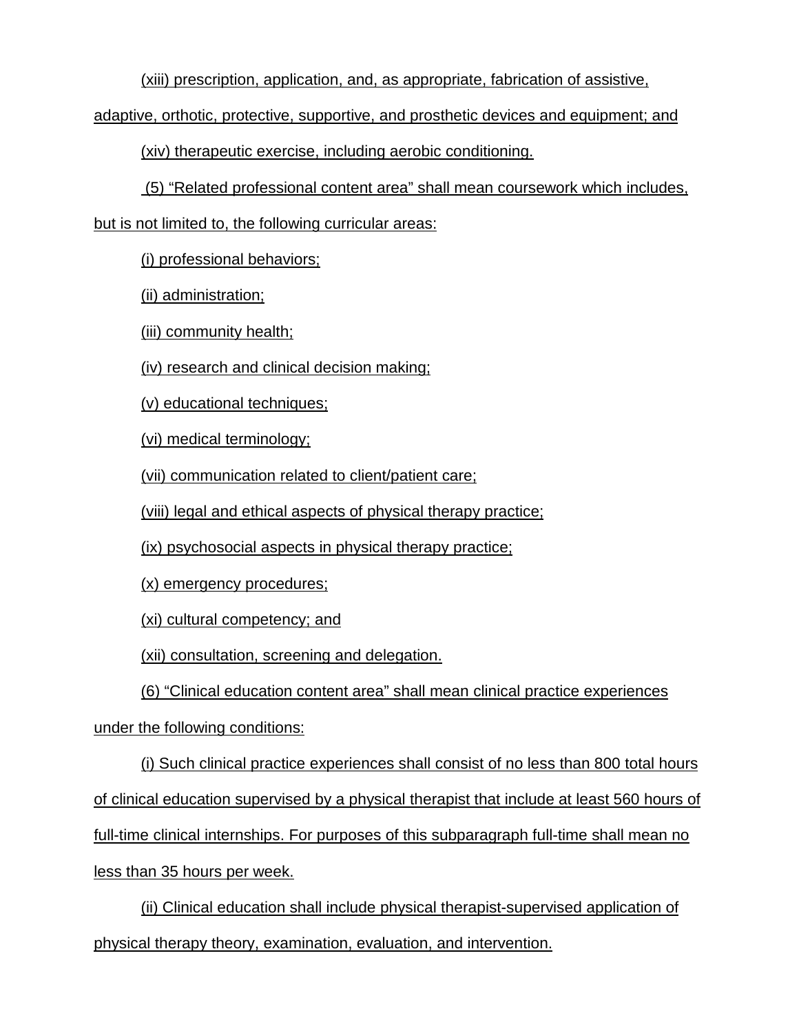(xiii) prescription, application, and, as appropriate, fabrication of assistive, adaptive, orthotic, protective, supportive, and prosthetic devices and equipment; and

(xiv) therapeutic exercise, including aerobic conditioning.

(5) “Related professional content area” shall mean coursework which includes, but is not limited to, the following curricular areas:

(i) professional behaviors;

(ii) administration;

(iii) community health;

(iv) research and clinical decision making;

(v) educational techniques;

(vi) medical terminology;

(vii) communication related to client/patient care;

(viii) legal and ethical aspects of physical therapy practice;

(ix) psychosocial aspects in physical therapy practice;

(x) emergency procedures;

(xi) cultural competency; and

(xii) consultation, screening and delegation.

(6) “Clinical education content area” shall mean clinical practice experiences under the following conditions:

(i) Such clinical practice experiences shall consist of no less than 800 total hours of clinical education supervised by a physical therapist that include at least 560 hours of full-time clinical internships. For purposes of this subparagraph full-time shall mean no less than 35 hours per week.

(ii) Clinical education shall include physical therapist-supervised application of physical therapy theory, examination, evaluation, and intervention.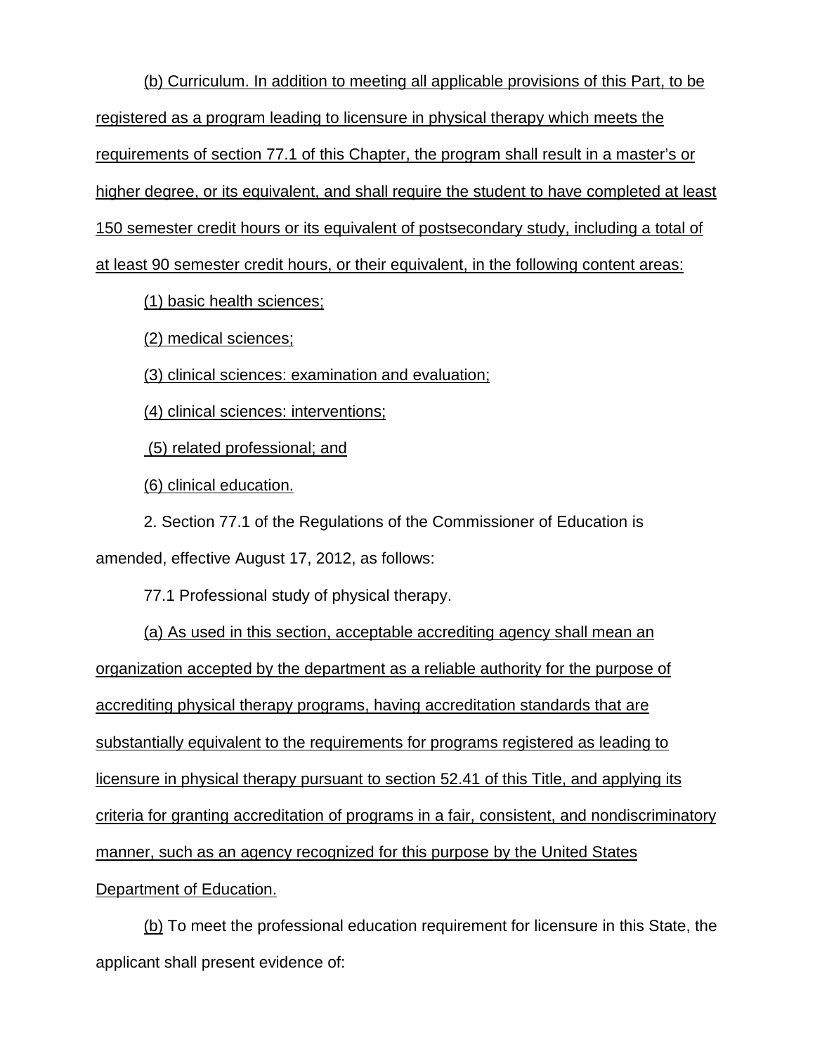(b) Curriculum. In addition to meeting all applicable provisions of this Part, to be registered as a program leading to licensure in physical therapy which meets the requirements of section 77.1 of this Chapter, the program shall result in a master's or higher degree, or its equivalent, and shall require the student to have completed at least 150 semester credit hours or its equivalent of postsecondary study, including a total of at least 90 semester credit hours, or their equivalent, in the following content areas:

(1) basic health sciences;

(2) medical sciences;

(3) clinical sciences: examination and evaluation;

(4) clinical sciences: interventions;

(5) related professional; and

(6) clinical education.

2. Section 77.1 of the Regulations of the Commissioner of Education is amended, effective August 17, 2012, as follows:

77.1 Professional study of physical therapy.

(a) As used in this section, acceptable accrediting agency shall mean an organization accepted by the department as a reliable authority for the purpose of accrediting physical therapy programs, having accreditation standards that are substantially equivalent to the requirements for programs registered as leading to licensure in physical therapy pursuant to section 52.41 of this Title, and applying its criteria for granting accreditation of programs in a fair, consistent, and nondiscriminatory manner, such as an agency recognized for this purpose by the United States Department of Education.

(b) To meet the professional education requirement for licensure in this State, the applicant shall present evidence of: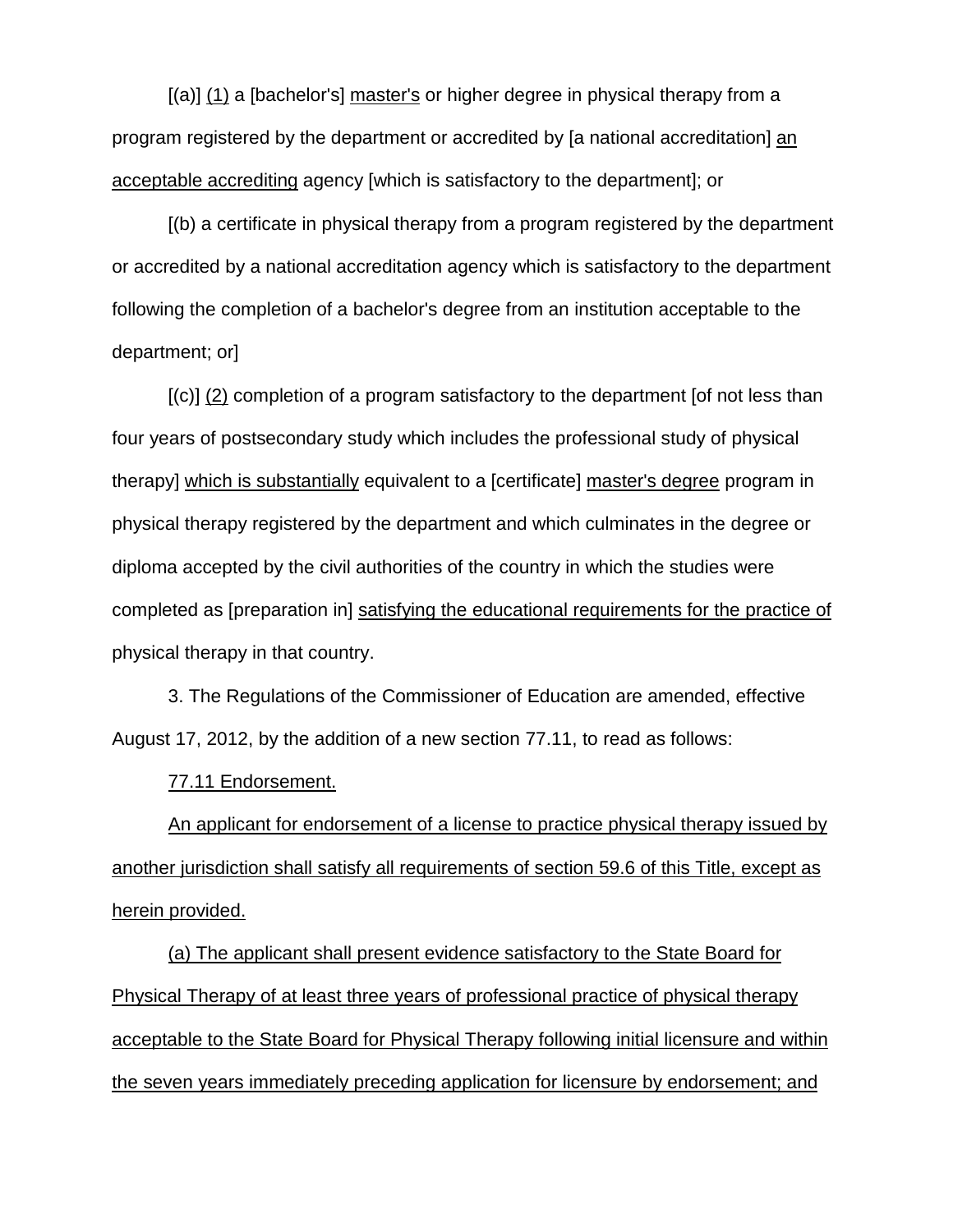[(a)] (1) a [bachelor's] master's or higher degree in physical therapy from a program registered by the department or accredited by [a national accreditation] an acceptable accrediting agency [which is satisfactory to the department]; or

[(b) a certificate in physical therapy from a program registered by the department or accredited by a national accreditation agency which is satisfactory to the department following the completion of a bachelor's degree from an institution acceptable to the department; or]

[(c)] (2) completion of a program satisfactory to the department [of not less than four years of postsecondary study which includes the professional study of physical therapy] which is substantially equivalent to a [certificate] master's degree program in physical therapy registered by the department and which culminates in the degree or diploma accepted by the civil authorities of the country in which the studies were completed as [preparation in] satisfying the educational requirements for the practice of physical therapy in that country.

3. The Regulations of the Commissioner of Education are amended, effective August 17, 2012, by the addition of a new section 77.11, to read as follows:

77.11 Endorsement.

An applicant for endorsement of a license to practice physical therapy issued by another jurisdiction shall satisfy all requirements of section 59.6 of this Title, except as herein provided.

(a) The applicant shall present evidence satisfactory to the State Board for Physical Therapy of at least three years of professional practice of physical therapy acceptable to the State Board for Physical Therapy following initial licensure and within the seven years immediately preceding application for licensure by endorsement; and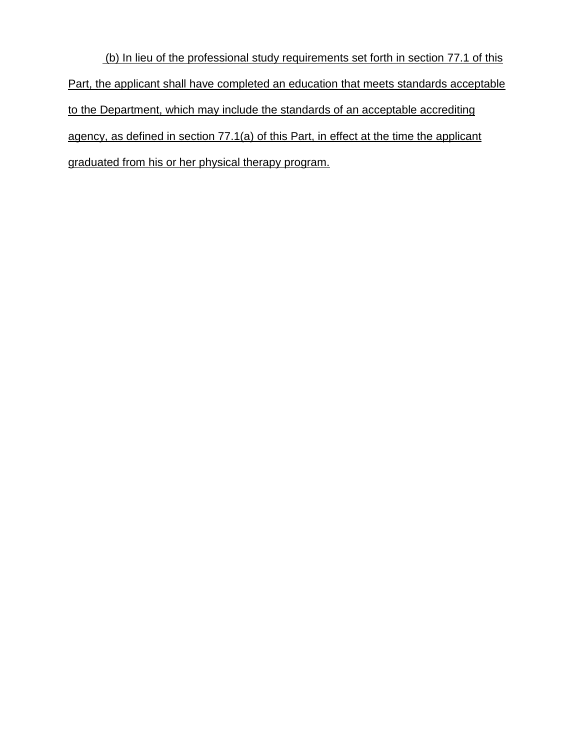(b) In lieu of the professional study requirements set forth in section 77.1 of this Part, the applicant shall have completed an education that meets standards acceptable to the Department, which may include the standards of an acceptable accrediting agency, as defined in section 77.1(a) of this Part, in effect at the time the applicant graduated from his or her physical therapy program.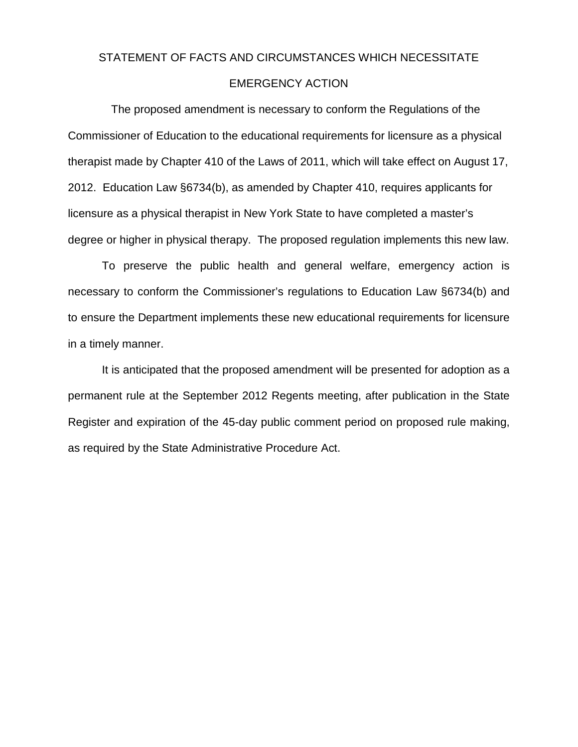# STATEMENT OF FACTS AND CIRCUMSTANCES WHICH NECESSITATE EMERGENCY ACTION

The proposed amendment is necessary to conform the Regulations of the Commissioner of Education to the educational requirements for licensure as a physical therapist made by Chapter 410 of the Laws of 2011, which will take effect on August 17, 2012. Education Law §6734(b), as amended by Chapter 410, requires applicants for licensure as a physical therapist in New York State to have completed a master's degree or higher in physical therapy. The proposed regulation implements this new law.

To preserve the public health and general welfare, emergency action is necessary to conform the Commissioner's regulations to Education Law §6734(b) and to ensure the Department implements these new educational requirements for licensure in a timely manner.

It is anticipated that the proposed amendment will be presented for adoption as a permanent rule at the September 2012 Regents meeting, after publication in the State Register and expiration of the 45-day public comment period on proposed rule making, as required by the State Administrative Procedure Act.